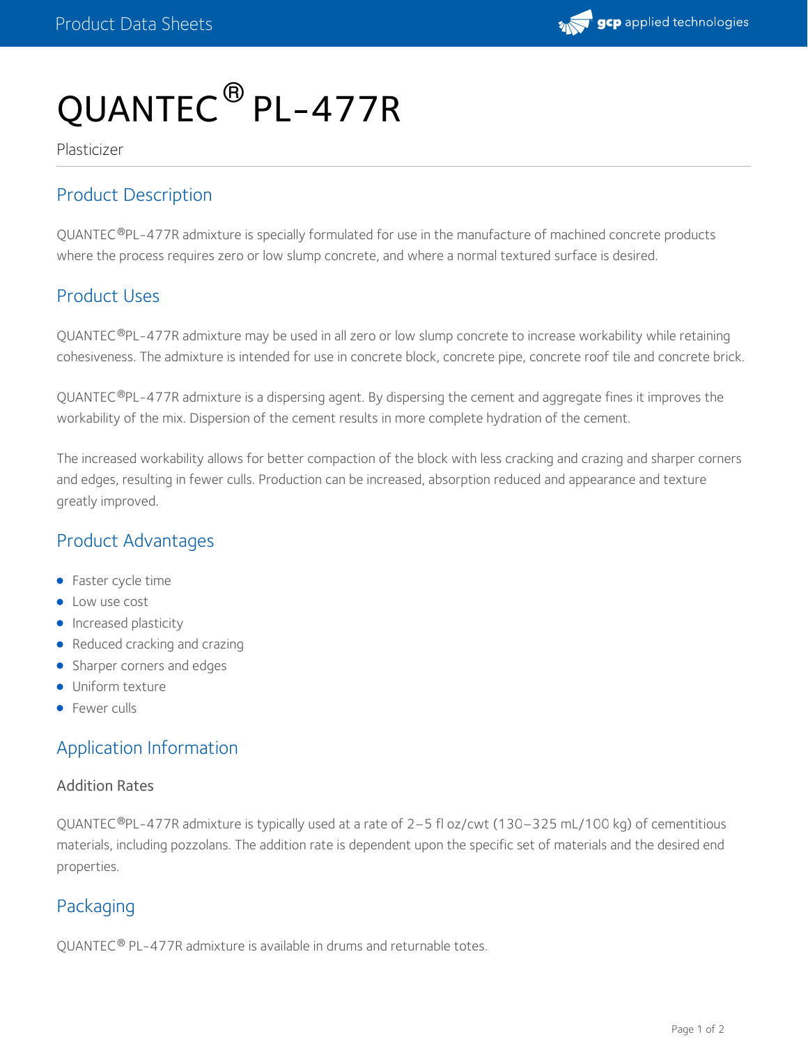# QUANTEC® PL-477R

Plasticizer

## Product Description

QUANTEC®PL-477R admixture is specially formulated for use in the manufacture of machined concrete products where the process requires zero or low slump concrete, and where a normal textured surface is desired.

## Product Uses

QUANTEC®PL-477R admixture may be used in all zero or low slump concrete to increase workability while retaining cohesiveness. The admixture is intended for use in concrete block, concrete pipe, concrete roof tile and concrete brick.

QUANTEC®PL-477R admixture is a dispersing agent. By dispersing the cement and aggregate fines it improves the workability of the mix. Dispersion of the cement results in more complete hydration of the cement.

The increased workability allows for better compaction of the block with less cracking and crazing and sharper corners and edges, resulting in fewer culls. Production can be increased, absorption reduced and appearance and texture greatly improved.

## Product Advantages

- Faster cycle time
- Low use cost
- Increased plasticity
- Reduced cracking and crazing
- Sharper corners and edges
- Uniform texture
- Fewer culls

## Application Information

### Addition Rates

QUANTEC®PL-477R admixture is typically used at a rate of 2–5 fl oz/cwt (130–325 mL/100 kg) of cementitious materials, including pozzolans. The addition rate is dependent upon the specific set of materials and the desired end properties.

## Packaging

QUANTEC® PL-477R admixture is available in drums and returnable totes.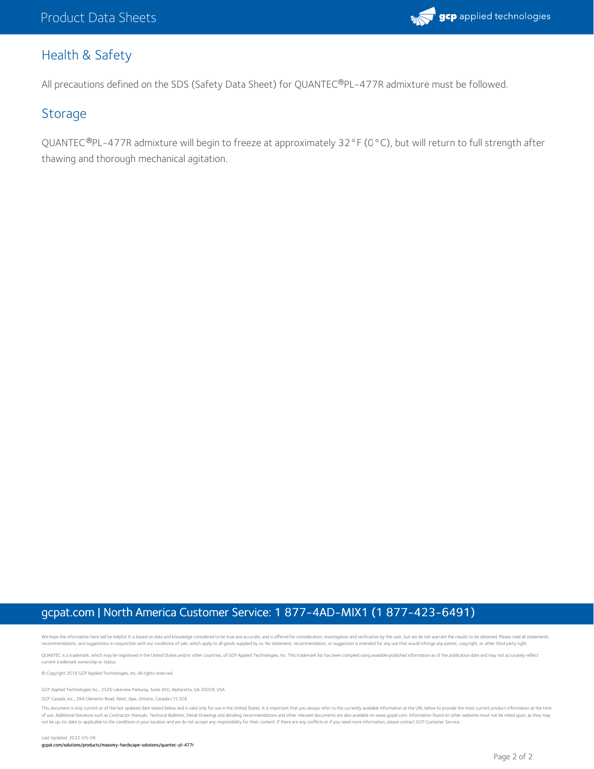## Health & Safety

All precautions defined on the SDS (Safety Data Sheet) for QUANTEC®PL-477R admixture must be followed.

## Storage

QUANTEC®PL-477R admixture will begin to freeze at approximately 32°F (0°C), but will return to full strength after thawing and thorough mechanical agitation.

gcpat.com | North America Customer Service: 1 877-4AD-MIX1 (1 877-423-6491)

We hope the information here will be helpful. It is based on data and knowledge considered to be true and accurate, and is offered for consideration, investigation and verification by the user, but we do not warrant the results to be obtained. Please read all statements, recommendations, and suggestions in conjunction with our conditions of sale, which apply to all goods supplied by us. No statement, recommendation, or suggestion is intended for any use that would infringe any patent, copyright, or other third party right.

QUANTEC is a trademark, which may be registered in the United States and/or other countries, of GCP Applied Technologies, Inc. This trademark list has been compiled using available published information as of the publication date and may not accurately reflect current trademark ownership or status.

© Copyright 2018 GCP Applied Technologies, Inc. All rights reserved.

GCP Applied Technologies Inc., 2325 Lakeview Parkway, Suite 450, Alpharetta, GA 30009, USA

GCP Canada, Inc., 294 Clements Road, West, Ajax, Ontario, Canada L1S 3C6

This document is only current as of the last updated date stated below and is valid only for use in the United States. It is important that you always refer to the currently available information at the URL below to provide the most current product information at the time of use. Additional literature such as Contractor Manuals, Technical Bulletins, Detail Drawings and detailing recommendations and other relevant documents are also available on www.gcpat.com. Information found on other websites must not be relied upon, as they may not be up-to-date or applicable to the conditions in your location and we do not accept any responsibility for their content. If there are any conflicts or if you need more information, please contact GCP Customer Service.

Last Updated: 2022-05-06

gcpat.com/solutions/products/masonry-hardscape-solutions/quantec-pl-477r